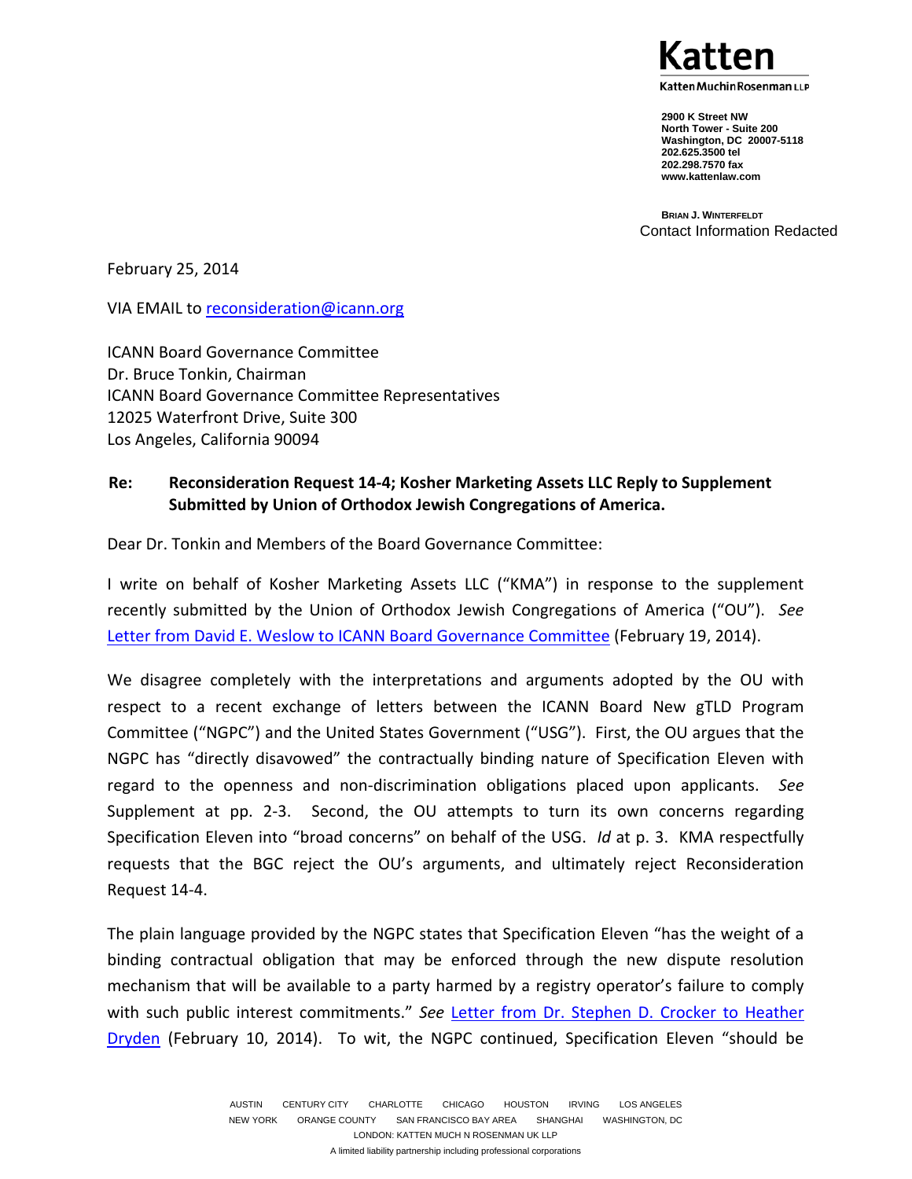**Katten**

Katten Muchin Rosenman LLP

2900 K Street NW
North Tower - Suite 200
Washington, DC 20007-5118
202.625.3500 tel
202.298.7570 fax
www.kattenlaw.com

BRIAN J. WINTERFELDT
Contact Information Redacted

February 25, 2014

VIA EMAIL to [reconsideration@icann.org](mailto:reconsideration@icann.org)

ICANN Board Governance Committee
Dr. Bruce Tonkin, Chairman
ICANN Board Governance Committee Representatives
12025 Waterfront Drive, Suite 300
Los Angeles, California 90094

**Re: Reconsideration Request 14-4; Kosher Marketing Assets LLC Reply to Supplement Submitted by Union of Orthodox Jewish Congregations of America.**

Dear Dr. Tonkin and Members of the Board Governance Committee:

I write on behalf of Kosher Marketing Assets LLC ("KMA") in response to the supplement recently submitted by the Union of Orthodox Jewish Congregations of America ("OU"). *See* Letter from David E. Weslow to ICANN Board Governance Committee (February 19, 2014).

We disagree completely with the interpretations and arguments adopted by the OU with respect to a recent exchange of letters between the ICANN Board New gTLD Program Committee ("NGPC") and the United States Government ("USG"). First, the OU argues that the NGPC has "directly disavowed" the contractually binding nature of Specification Eleven with regard to the openness and non-discrimination obligations placed upon applicants. *See* Supplement at pp. 2-3. Second, the OU attempts to turn its own concerns regarding Specification Eleven into "broad concerns" on behalf of the USG. *Id* at p. 3. KMA respectfully requests that the BGC reject the OU's arguments, and ultimately reject Reconsideration Request 14-4.

The plain language provided by the NGPC states that Specification Eleven "has the weight of a binding contractual obligation that may be enforced through the new dispute resolution mechanism that will be available to a party harmed by a registry operator's failure to comply with such public interest commitments." *See* Letter from Dr. Stephen D. Crocker to Heather Dryden (February 10, 2014). To wit, the NGPC continued, Specification Eleven "should be

AUSTIN CENTURY CITY CHARLOTTE CHICAGO HOUSTON IRVING LOS ANGELES
NEW YORK ORANGE COUNTY SAN FRANCISCO BAY AREA SHANGHAI WASHINGTON, DC
LONDON: KATTEN MUCHIN ROSENMAN UK LLP
A limited liability partnership including professional corporations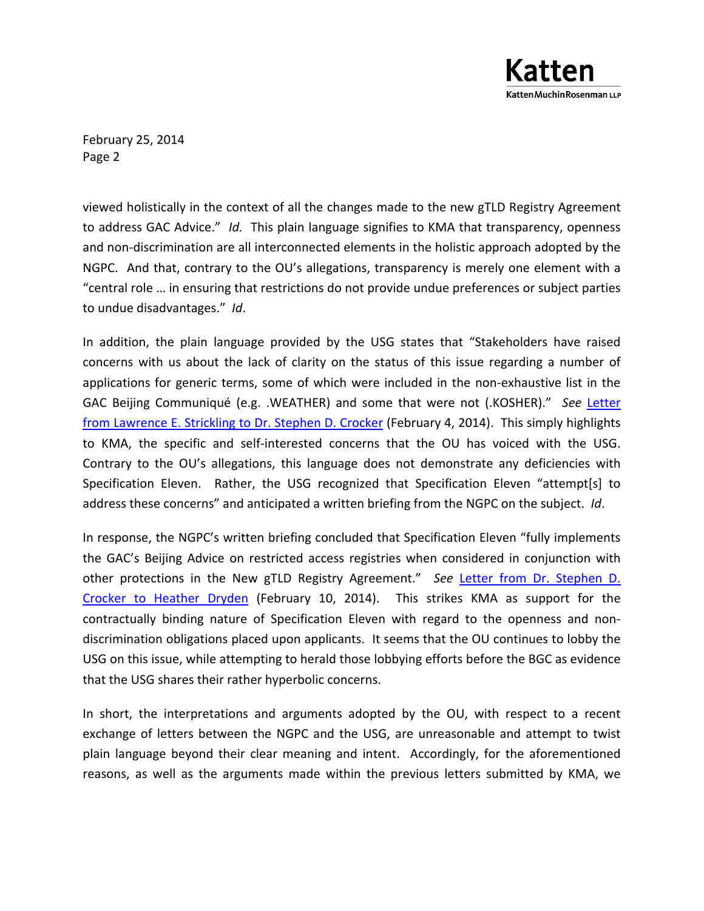viewed holistically in the context of all the changes made to the new gTLD Registry Agreement to address GAC Advice." *Id.* This plain language signifies to KMA that transparency, openness and non-discrimination are all interconnected elements in the holistic approach adopted by the NGPC. And that, contrary to the OU's allegations, transparency is merely one element with a "central role … in ensuring that restrictions do not provide undue preferences or subject parties to undue disadvantages." *Id*.

In addition, the plain language provided by the USG states that "Stakeholders have raised concerns with us about the lack of clarity on the status of this issue regarding a number of applications for generic terms, some of which were included in the non-exhaustive list in the GAC Beijing Communiqué (e.g. .WEATHER) and some that were not (.KOSHER)." *See* [Letter from Lawrence E. Strickling to Dr. Stephen D. Crocker]() (February 4, 2014). This simply highlights to KMA, the specific and self-interested concerns that the OU has voiced with the USG. Contrary to the OU's allegations, this language does not demonstrate any deficiencies with Specification Eleven. Rather, the USG recognized that Specification Eleven "attempt[s] to address these concerns" and anticipated a written briefing from the NGPC on the subject. *Id*.

In response, the NGPC's written briefing concluded that Specification Eleven "fully implements the GAC's Beijing Advice on restricted access registries when considered in conjunction with other protections in the New gTLD Registry Agreement." *See* [Letter from Dr. Stephen D. Crocker to Heather Dryden]() (February 10, 2014). This strikes KMA as support for the contractually binding nature of Specification Eleven with regard to the openness and non-discrimination obligations placed upon applicants. It seems that the OU continues to lobby the USG on this issue, while attempting to herald those lobbying efforts before the BGC as evidence that the USG shares their rather hyperbolic concerns.

In short, the interpretations and arguments adopted by the OU, with respect to a recent exchange of letters between the NGPC and the USG, are unreasonable and attempt to twist plain language beyond their clear meaning and intent. Accordingly, for the aforementioned reasons, as well as the arguments made within the previous letters submitted by KMA, we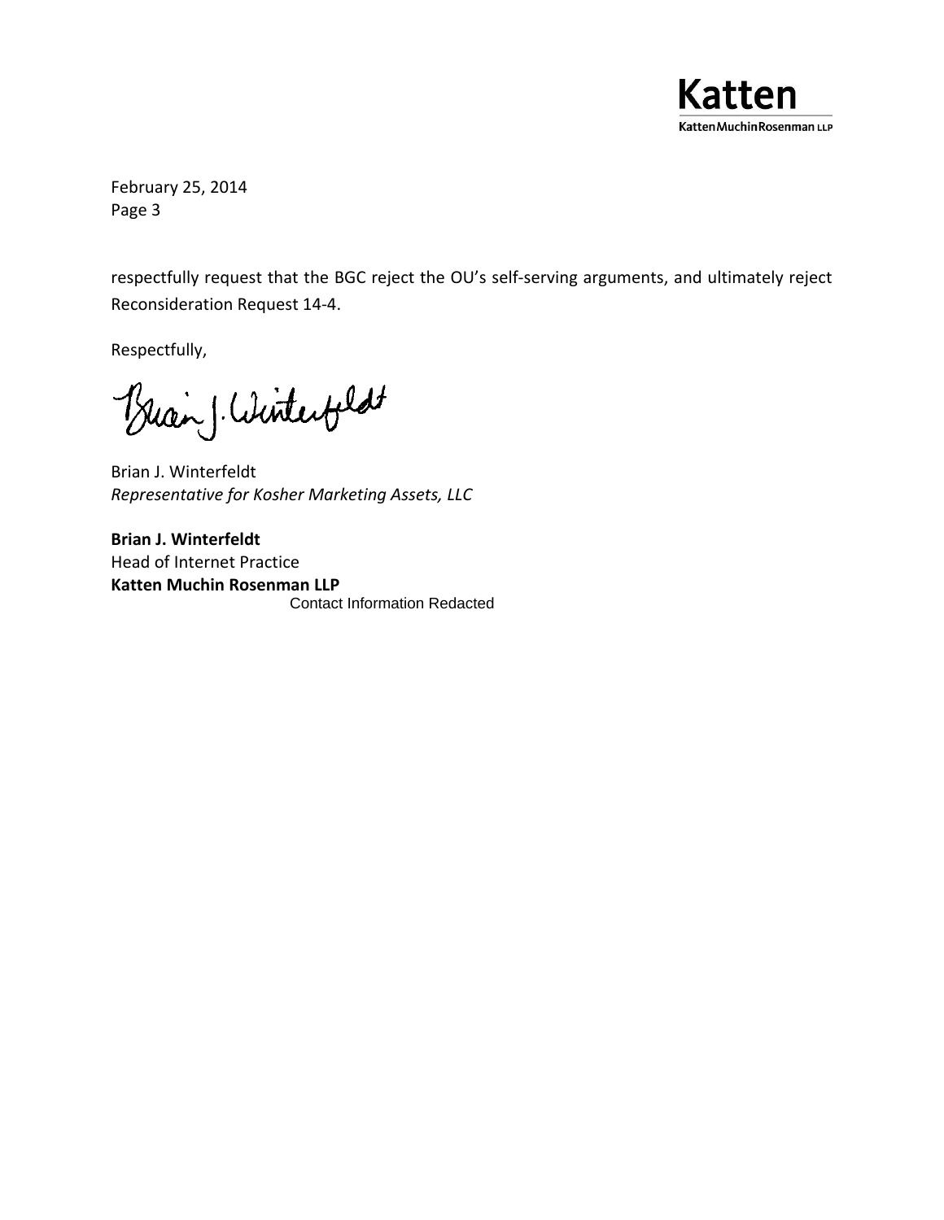respectfully request that the BGC reject the OU's self-serving arguments, and ultimately reject Reconsideration Request 14-4.

Respectfully,

Brian J. Winterfeldt
*Representative for Kosher Marketing Assets, LLC*

**Brian J. Winterfeldt**
Head of Internet Practice
**Katten Muchin Rosenman LLP**
Contact Information Redacted